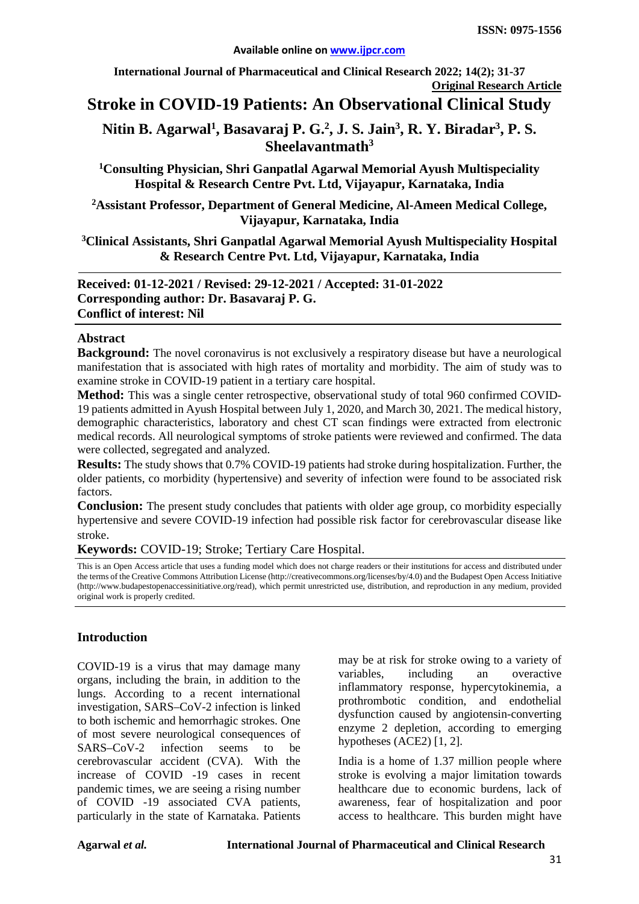**ISSN: 0975-1556**

**Available online on www.ijpcr.com**

**International Journal of Pharmaceutical and Clinical Research 2022; 14(2); 31-37**

**Original Research Article**

# Stroke in COVID-19 Patients: An Observational Clinical Study

**Nitin B. Agarwal[1], Basavaraj P. G.[2], J. S. Jain[3], R. Y. Biradar[3], P. S. Sheelavantmath[3]**

**[1]Consulting Physician, Shri Ganpatlal Agarwal Memorial Ayush Multispeciality Hospital & Research Centre Pvt. Ltd, Vijayapur, Karnataka, India**

**[2]Assistant Professor, Department of General Medicine, Al-Ameen Medical College, Vijayapur, Karnataka, India**

**[3]Clinical Assistants, Shri Ganpatlal Agarwal Memorial Ayush Multispeciality Hospital & Research Centre Pvt. Ltd, Vijayapur, Karnataka, India**

**Received: 01-12-2021 / Revised: 29-12-2021 / Accepted: 31-01-2022**
**Corresponding author: Dr. Basavaraj P. G.**
**Conflict of interest: Nil**

## Abstract

**Background:** The novel coronavirus is not exclusively a respiratory disease but have a neurological manifestation that is associated with high rates of mortality and morbidity. The aim of study was to examine stroke in COVID-19 patient in a tertiary care hospital.

**Method:** This was a single center retrospective, observational study of total 960 confirmed COVID-19 patients admitted in Ayush Hospital between July 1, 2020, and March 30, 2021. The medical history, demographic characteristics, laboratory and chest CT scan findings were extracted from electronic medical records. All neurological symptoms of stroke patients were reviewed and confirmed. The data were collected, segregated and analyzed.

**Results:** The study shows that 0.7% COVID-19 patients had stroke during hospitalization. Further, the older patients, co morbidity (hypertensive) and severity of infection were found to be associated risk factors.

**Conclusion:** The present study concludes that patients with older age group, co morbidity especially hypertensive and severe COVID-19 infection had possible risk factor for cerebrovascular disease like stroke.

**Keywords:** COVID-19; Stroke; Tertiary Care Hospital.

This is an Open Access article that uses a funding model which does not charge readers or their institutions for access and distributed under the terms of the Creative Commons Attribution License (http://creativecommons.org/licenses/by/4.0) and the Budapest Open Access Initiative (http://www.budapestopenaccessinitiative.org/read), which permit unrestricted use, distribution, and reproduction in any medium, provided original work is properly credited.

## Introduction

COVID-19 is a virus that may damage many organs, including the brain, in addition to the lungs. According to a recent international investigation, SARS–CoV-2 infection is linked to both ischemic and hemorrhagic strokes. One of most severe neurological consequences of SARS–CoV-2 infection seems to be cerebrovascular accident (CVA). With the increase of COVID -19 cases in recent pandemic times, we are seeing a rising number of COVID -19 associated CVA patients, particularly in the state of Karnataka. Patients may be at risk for stroke owing to a variety of variables, including an overactive inflammatory response, hypercytokinemia, a prothrombotic condition, and endothelial dysfunction caused by angiotensin-converting enzyme 2 depletion, according to emerging hypotheses (ACE2) [1, 2].

India is a home of 1.37 million people where stroke is evolving a major limitation towards healthcare due to economic burdens, lack of awareness, fear of hospitalization and poor access to healthcare. This burden might have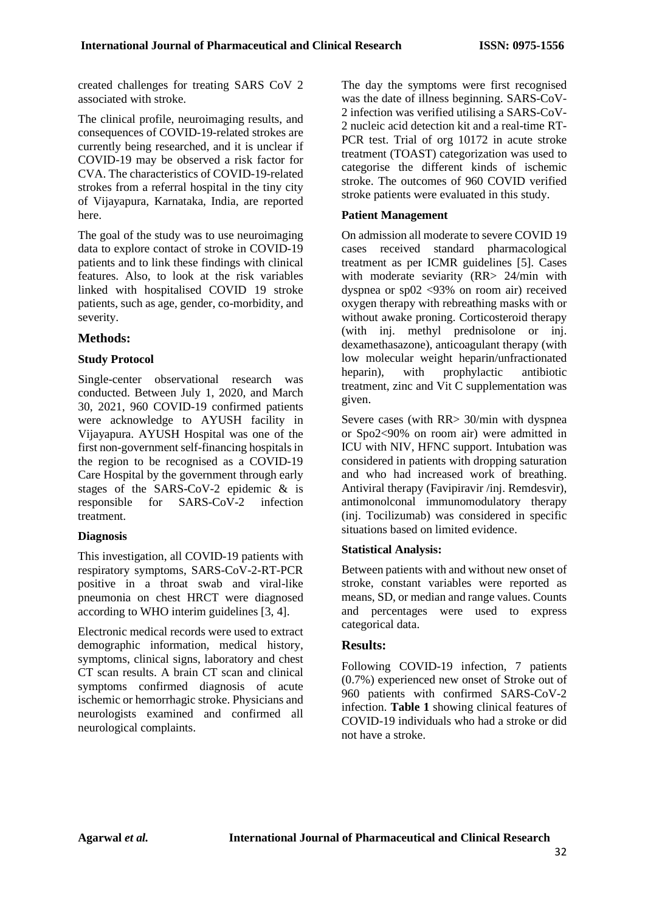created challenges for treating SARS CoV 2 associated with stroke.

The clinical profile, neuroimaging results, and consequences of COVID-19-related strokes are currently being researched, and it is unclear if COVID-19 may be observed a risk factor for CVA. The characteristics of COVID-19-related strokes from a referral hospital in the tiny city of Vijayapura, Karnataka, India, are reported here.

The goal of the study was to use neuroimaging data to explore contact of stroke in COVID-19 patients and to link these findings with clinical features. Also, to look at the risk variables linked with hospitalised COVID 19 stroke patients, such as age, gender, co-morbidity, and severity.

## Methods:

### Study Protocol

Single-center observational research was conducted. Between July 1, 2020, and March 30, 2021, 960 COVID-19 confirmed patients were acknowledge to AYUSH facility in Vijayapura. AYUSH Hospital was one of the first non-government self-financing hospitals in the region to be recognised as a COVID-19 Care Hospital by the government through early stages of the SARS-CoV-2 epidemic & is responsible for SARS-CoV-2 infection treatment.

### Diagnosis

This investigation, all COVID-19 patients with respiratory symptoms, SARS-CoV-2-RT-PCR positive in a throat swab and viral-like pneumonia on chest HRCT were diagnosed according to WHO interim guidelines [3, 4].

Electronic medical records were used to extract demographic information, medical history, symptoms, clinical signs, laboratory and chest CT scan results. A brain CT scan and clinical symptoms confirmed diagnosis of acute ischemic or hemorrhagic stroke. Physicians and neurologists examined and confirmed all neurological complaints.

The day the symptoms were first recognised was the date of illness beginning. SARS-CoV-2 infection was verified utilising a SARS-CoV-2 nucleic acid detection kit and a real-time RT-PCR test. Trial of org 10172 in acute stroke treatment (TOAST) categorization was used to categorise the different kinds of ischemic stroke. The outcomes of 960 COVID verified stroke patients were evaluated in this study.

### Patient Management

On admission all moderate to severe COVID 19 cases received standard pharmacological treatment as per ICMR guidelines [5]. Cases with moderate seviarity (RR> 24/min with dyspnea or sp02 <93% on room air) received oxygen therapy with rebreathing masks with or without awake proning. Corticosteroid therapy (with inj. methyl prednisolone or inj. dexamethasazone), anticoagulant therapy (with low molecular weight heparin/unfractionated heparin), with prophylactic antibiotic treatment, zinc and Vit C supplementation was given.

Severe cases (with RR> 30/min with dyspnea or Spo2<90% on room air) were admitted in ICU with NIV, HFNC support. Intubation was considered in patients with dropping saturation and who had increased work of breathing. Antiviral therapy (Favipiravir /inj. Remdesvir), antimonolconal immunomodulatory therapy (inj. Tocilizumab) was considered in specific situations based on limited evidence.

### Statistical Analysis:

Between patients with and without new onset of stroke, constant variables were reported as means, SD, or median and range values. Counts and percentages were used to express categorical data.

## Results:

Following COVID-19 infection, 7 patients (0.7%) experienced new onset of Stroke out of 960 patients with confirmed SARS-CoV-2 infection. **Table 1** showing clinical features of COVID-19 individuals who had a stroke or did not have a stroke.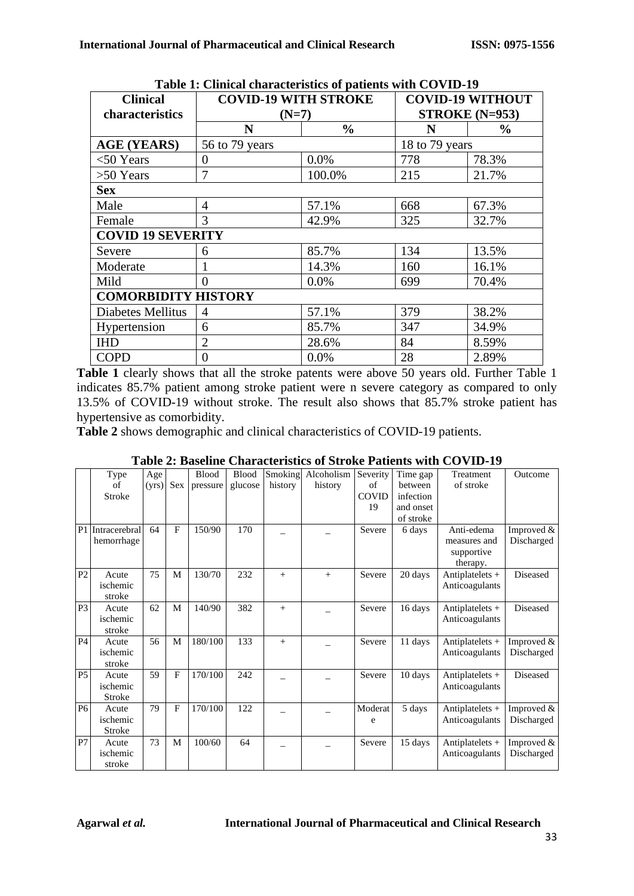**Table 1: Clinical characteristics of patients with COVID-19**

| Clinical characteristics | COVID-19 WITH STROKE (N=7) | | COVID-19 WITHOUT STROKE (N=953) | |
|---|---|---|---|---|
| | N | % | N | % |
| **AGE (YEARS)** | 56 to 79 years | | 18 to 79 years | |
| <50 Years | 0 | 0.0% | 778 | 78.3% |
| >50 Years | 7 | 100.0% | 215 | 21.7% |
| **Sex** | | | | |
| Male | 4 | 57.1% | 668 | 67.3% |
| Female | 3 | 42.9% | 325 | 32.7% |
| **COVID 19 SEVERITY** | | | | |
| Severe | 6 | 85.7% | 134 | 13.5% |
| Moderate | 1 | 14.3% | 160 | 16.1% |
| Mild | 0 | 0.0% | 699 | 70.4% |
| **COMORBIDITY HISTORY** | | | | |
| Diabetes Mellitus | 4 | 57.1% | 379 | 38.2% |
| Hypertension | 6 | 85.7% | 347 | 34.9% |
| IHD | 2 | 28.6% | 84 | 8.59% |
| COPD | 0 | 0.0% | 28 | 2.89% |

**Table 1** clearly shows that all the stroke patents were above 50 years old. Further Table 1 indicates 85.7% patient among stroke patient were n severe category as compared to only 13.5% of COVID-19 without stroke. The result also shows that 85.7% stroke patient has hypertensive as comorbidity.

**Table 2** shows demographic and clinical characteristics of COVID-19 patients.

**Table 2: Baseline Characteristics of Stroke Patients with COVID-19**

| | Type of Stroke | Age (yrs) | Sex | Blood pressure | Blood glucose | Smoking history | Alcoholism history | Severity of COVID 19 | Time gap between infection and onset of stroke | Treatment of stroke | Outcome |
|---|---|---|---|---|---|---|---|---|---|---|---|
| P1 | Intracerebral hemorrhage | 64 | F | 150/90 | 170 | _ | _ | Severe | 6 days | Anti-edema measures and supportive therapy. | Improved & Discharged |
| P2 | Acute ischemic stroke | 75 | M | 130/70 | 232 | + | + | Severe | 20 days | Antiplatelets + Anticoagulants | Diseased |
| P3 | Acute ischemic stroke | 62 | M | 140/90 | 382 | + | _ | Severe | 16 days | Antiplatelets + Anticoagulants | Diseased |
| P4 | Acute ischemic stroke | 56 | M | 180/100 | 133 | + | _ | Severe | 11 days | Antiplatelets + Anticoagulants | Improved & Discharged |
| P5 | Acute ischemic Stroke | 59 | F | 170/100 | 242 | _ | _ | Severe | 10 days | Antiplatelets + Anticoagulants | Diseased |
| P6 | Acute ischemic Stroke | 79 | F | 170/100 | 122 | _ | _ | Moderate | 5 days | Antiplatelets + Anticoagulants | Improved & Discharged |
| P7 | Acute ischemic stroke | 73 | M | 100/60 | 64 | _ | _ | Severe | 15 days | Antiplatelets + Anticoagulants | Improved & Discharged |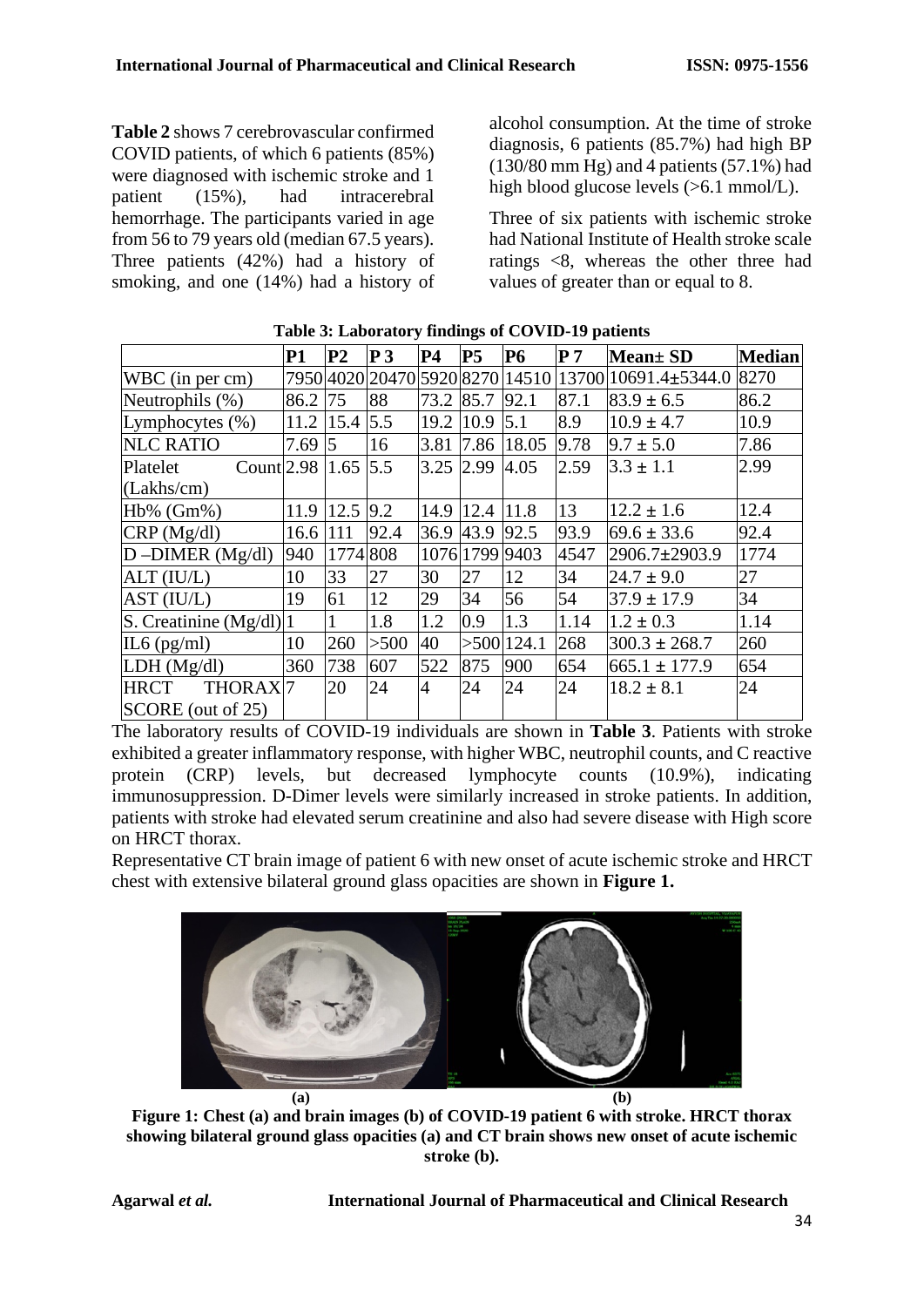**Table 2** shows 7 cerebrovascular confirmed COVID patients, of which 6 patients (85%) were diagnosed with ischemic stroke and 1 patient (15%), had intracerebral hemorrhage. The participants varied in age from 56 to 79 years old (median 67.5 years). Three patients (42%) had a history of smoking, and one (14%) had a history of alcohol consumption. At the time of stroke diagnosis, 6 patients (85.7%) had high BP (130/80 mm Hg) and 4 patients (57.1%) had high blood glucose levels (>6.1 mmol/L).

Three of six patients with ischemic stroke had National Institute of Health stroke scale ratings <8, whereas the other three had values of greater than or equal to 8.

**Table 3: Laboratory findings of COVID-19 patients**

| | P1 | P2 | P 3 | P4 | P5 | P6 | P 7 | Mean± SD | Median |
|---|---|---|---|---|---|---|---|---|---|
| WBC (in per cm) | 7950 | 4020 | 20470 | 5920 | 8270 | 14510 | 13700 | 10691.4±5344.0 | 8270 |
| Neutrophils (%) | 86.2 | 75 | 88 | 73.2 | 85.7 | 92.1 | 87.1 | 83.9 ± 6.5 | 86.2 |
| Lymphocytes (%) | 11.2 | 15.4 | 5.5 | 19.2 | 10.9 | 5.1 | 8.9 | 10.9 ± 4.7 | 10.9 |
| NLC RATIO | 7.69 | 5 | 16 | 3.81 | 7.86 | 18.05 | 9.78 | 9.7 ± 5.0 | 7.86 |
| Platelet Count (Lakhs/cm) | 2.98 | 1.65 | 5.5 | 3.25 | 2.99 | 4.05 | 2.59 | 3.3 ± 1.1 | 2.99 |
| Hb% (Gm%) | 11.9 | 12.5 | 9.2 | 14.9 | 12.4 | 11.8 | 13 | 12.2 ± 1.6 | 12.4 |
| CRP (Mg/dl) | 16.6 | 111 | 92.4 | 36.9 | 43.9 | 92.5 | 93.9 | 69.6 ± 33.6 | 92.4 |
| D –DIMER (Mg/dl) | 940 | 1774 | 808 | 1076 | 1799 | 9403 | 4547 | 2906.7±2903.9 | 1774 |
| ALT (IU/L) | 10 | 33 | 27 | 30 | 27 | 12 | 34 | 24.7 ± 9.0 | 27 |
| AST (IU/L) | 19 | 61 | 12 | 29 | 34 | 56 | 54 | 37.9 ± 17.9 | 34 |
| S. Creatinine (Mg/dl) | 1 | 1 | 1.8 | 1.2 | 0.9 | 1.3 | 1.14 | 1.2 ± 0.3 | 1.14 |
| IL6 (pg/ml) | 10 | 260 | >500 | 40 | >500 | 124.1 | 268 | 300.3 ± 268.7 | 260 |
| LDH (Mg/dl) | 360 | 738 | 607 | 522 | 875 | 900 | 654 | 665.1 ± 177.9 | 654 |
| HRCT THORAX SCORE (out of 25) | 7 | 20 | 24 | 4 | 24 | 24 | 24 | 18.2 ± 8.1 | 24 |

The laboratory results of COVID-19 individuals are shown in **Table 3**. Patients with stroke exhibited a greater inflammatory response, with higher WBC, neutrophil counts, and C reactive protein (CRP) levels, but decreased lymphocyte counts (10.9%), indicating immunosuppression. D-Dimer levels were similarly increased in stroke patients. In addition, patients with stroke had elevated serum creatinine and also had severe disease with High score on HRCT thorax.

Representative CT brain image of patient 6 with new onset of acute ischemic stroke and HRCT chest with extensive bilateral ground glass opacities are shown in **Figure 1.**

(a) (b)

**Figure 1: Chest (a) and brain images (b) of COVID-19 patient 6 with stroke. HRCT thorax showing bilateral ground glass opacities (a) and CT brain shows new onset of acute ischemic stroke (b).**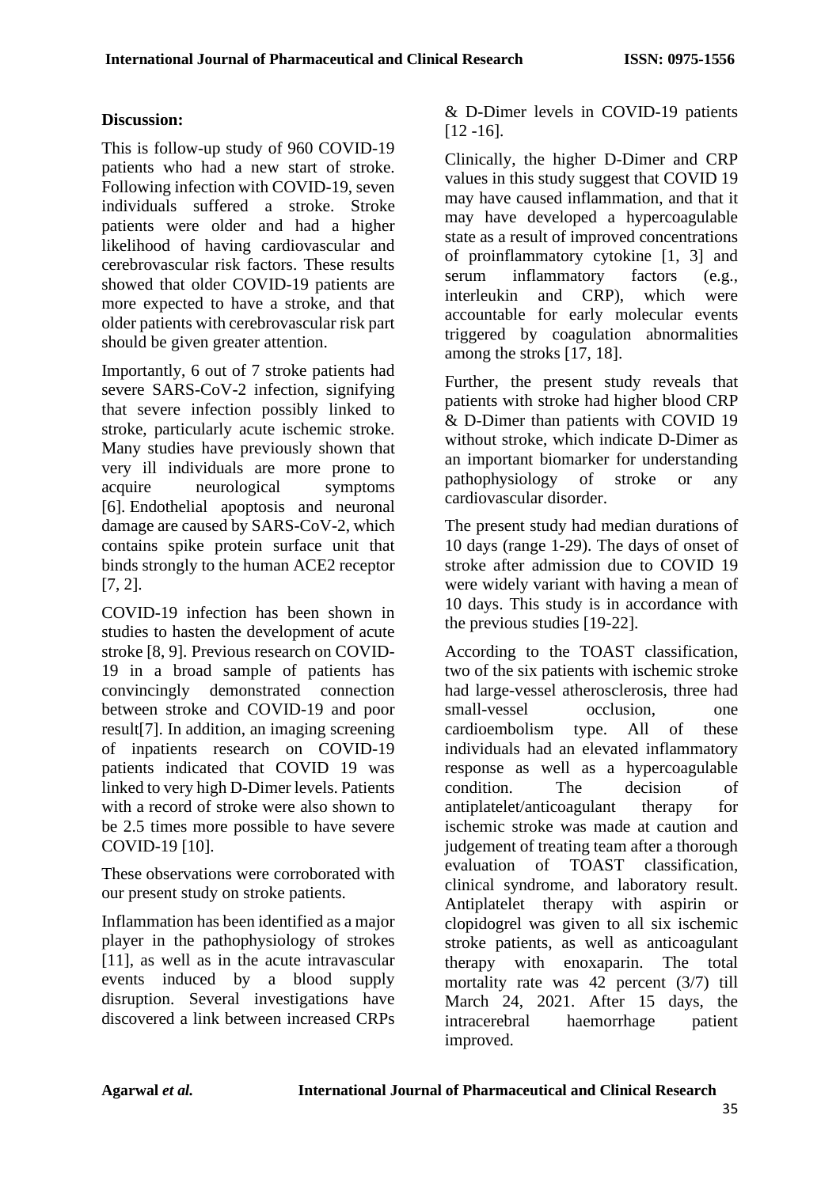## Discussion:

This is follow-up study of 960 COVID-19 patients who had a new start of stroke. Following infection with COVID-19, seven individuals suffered a stroke. Stroke patients were older and had a higher likelihood of having cardiovascular and cerebrovascular risk factors. These results showed that older COVID-19 patients are more expected to have a stroke, and that older patients with cerebrovascular risk part should be given greater attention.

Importantly, 6 out of 7 stroke patients had severe SARS-CoV-2 infection, signifying that severe infection possibly linked to stroke, particularly acute ischemic stroke. Many studies have previously shown that very ill individuals are more prone to acquire neurological symptoms [6]. Endothelial apoptosis and neuronal damage are caused by SARS-CoV-2, which contains spike protein surface unit that binds strongly to the human ACE2 receptor [7, 2].

COVID-19 infection has been shown in studies to hasten the development of acute stroke [8, 9]. Previous research on COVID-19 in a broad sample of patients has convincingly demonstrated connection between stroke and COVID-19 and poor result[7]. In addition, an imaging screening of inpatients research on COVID-19 patients indicated that COVID 19 was linked to very high D-Dimer levels. Patients with a record of stroke were also shown to be 2.5 times more possible to have severe COVID-19 [10].

These observations were corroborated with our present study on stroke patients.

Inflammation has been identified as a major player in the pathophysiology of strokes [11], as well as in the acute intravascular events induced by a blood supply disruption. Several investigations have discovered a link between increased CRPs & D-Dimer levels in COVID-19 patients [12 -16].

Clinically, the higher D-Dimer and CRP values in this study suggest that COVID 19 may have caused inflammation, and that it may have developed a hypercoagulable state as a result of improved concentrations of proinflammatory cytokine [1, 3] and serum inflammatory factors (e.g., interleukin and CRP), which were accountable for early molecular events triggered by coagulation abnormalities among the stroks [17, 18].

Further, the present study reveals that patients with stroke had higher blood CRP & D-Dimer than patients with COVID 19 without stroke, which indicate D-Dimer as an important biomarker for understanding pathophysiology of stroke or any cardiovascular disorder.

The present study had median durations of 10 days (range 1-29). The days of onset of stroke after admission due to COVID 19 were widely variant with having a mean of 10 days. This study is in accordance with the previous studies [19-22].

According to the TOAST classification, two of the six patients with ischemic stroke had large-vessel atherosclerosis, three had small-vessel occlusion, one cardioembolism type. All of these individuals had an elevated inflammatory response as well as a hypercoagulable condition. The decision of antiplatelet/anticoagulant therapy for ischemic stroke was made at caution and judgement of treating team after a thorough evaluation of TOAST classification, clinical syndrome, and laboratory result. Antiplatelet therapy with aspirin or clopidogrel was given to all six ischemic stroke patients, as well as anticoagulant therapy with enoxaparin. The total mortality rate was 42 percent (3/7) till March 24, 2021. After 15 days, the intracerebral haemorrhage patient improved.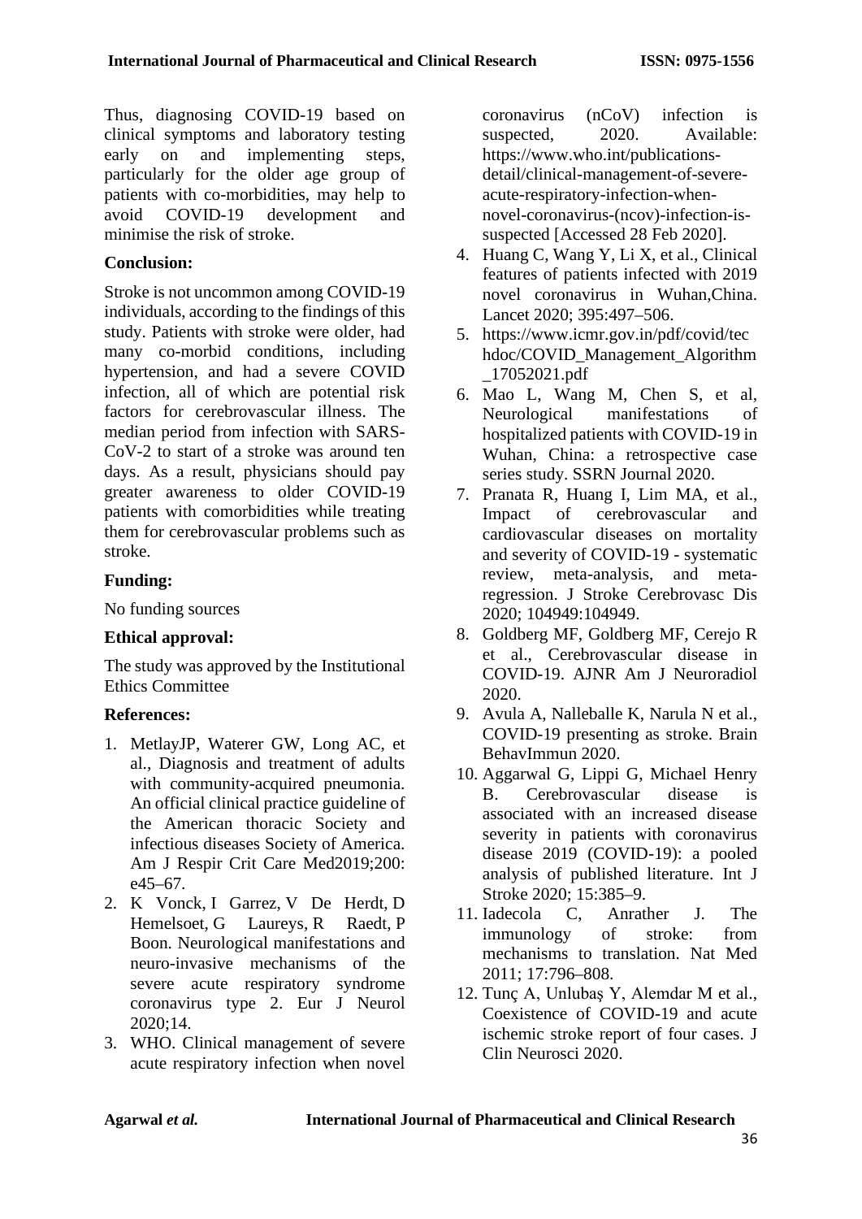Thus, diagnosing COVID-19 based on clinical symptoms and laboratory testing early on and implementing steps, particularly for the older age group of patients with co-morbidities, may help to avoid COVID-19 development and minimise the risk of stroke.

## Conclusion:

Stroke is not uncommon among COVID-19 individuals, according to the findings of this study. Patients with stroke were older, had many co-morbid conditions, including hypertension, and had a severe COVID infection, all of which are potential risk factors for cerebrovascular illness. The median period from infection with SARS-CoV-2 to start of a stroke was around ten days. As a result, physicians should pay greater awareness to older COVID-19 patients with comorbidities while treating them for cerebrovascular problems such as stroke.

## Funding:

No funding sources

## Ethical approval:

The study was approved by the Institutional Ethics Committee

## References:

1. MetlayJP, Waterer GW, Long AC, et al., Diagnosis and treatment of adults with community-acquired pneumonia. An official clinical practice guideline of the American thoracic Society and infectious diseases Society of America. Am J Respir Crit Care Med2019;200: e45–67.
2. K Vonck, I Garrez, V De Herdt, D Hemelsoet, G Laureys, R Raedt, P Boon. Neurological manifestations and neuro-invasive mechanisms of the severe acute respiratory syndrome coronavirus type 2. Eur J Neurol 2020;14.
3. WHO. Clinical management of severe acute respiratory infection when novel coronavirus (nCoV) infection is suspected, 2020. Available: https://www.who.int/publications-detail/clinical-management-of-severe-acute-respiratory-infection-when-novel-coronavirus-(ncov)-infection-is-suspected [Accessed 28 Feb 2020].
4. Huang C, Wang Y, Li X, et al., Clinical features of patients infected with 2019 novel coronavirus in Wuhan,China. Lancet 2020; 395:497–506.
5. https://www.icmr.gov.in/pdf/covid/techdoc/COVID_Management_Algorithm_17052021.pdf
6. Mao L, Wang M, Chen S, et al, Neurological manifestations of hospitalized patients with COVID-19 in Wuhan, China: a retrospective case series study. SSRN Journal 2020.
7. Pranata R, Huang I, Lim MA, et al., Impact of cerebrovascular and cardiovascular diseases on mortality and severity of COVID-19 - systematic review, meta-analysis, and meta-regression. J Stroke Cerebrovasc Dis 2020; 104949:104949.
8. Goldberg MF, Goldberg MF, Cerejo R et al., Cerebrovascular disease in COVID-19. AJNR Am J Neuroradiol 2020.
9. Avula A, Nalleballe K, Narula N et al., COVID-19 presenting as stroke. Brain BehavImmun 2020.
10. Aggarwal G, Lippi G, Michael Henry B. Cerebrovascular disease is associated with an increased disease severity in patients with coronavirus disease 2019 (COVID-19): a pooled analysis of published literature. Int J Stroke 2020; 15:385–9.
11. Iadecola C, Anrather J. The immunology of stroke: from mechanisms to translation. Nat Med 2011; 17:796–808.
12. Tunç A, Unlubaş Y, Alemdar M et al., Coexistence of COVID-19 and acute ischemic stroke report of four cases. J Clin Neurosci 2020.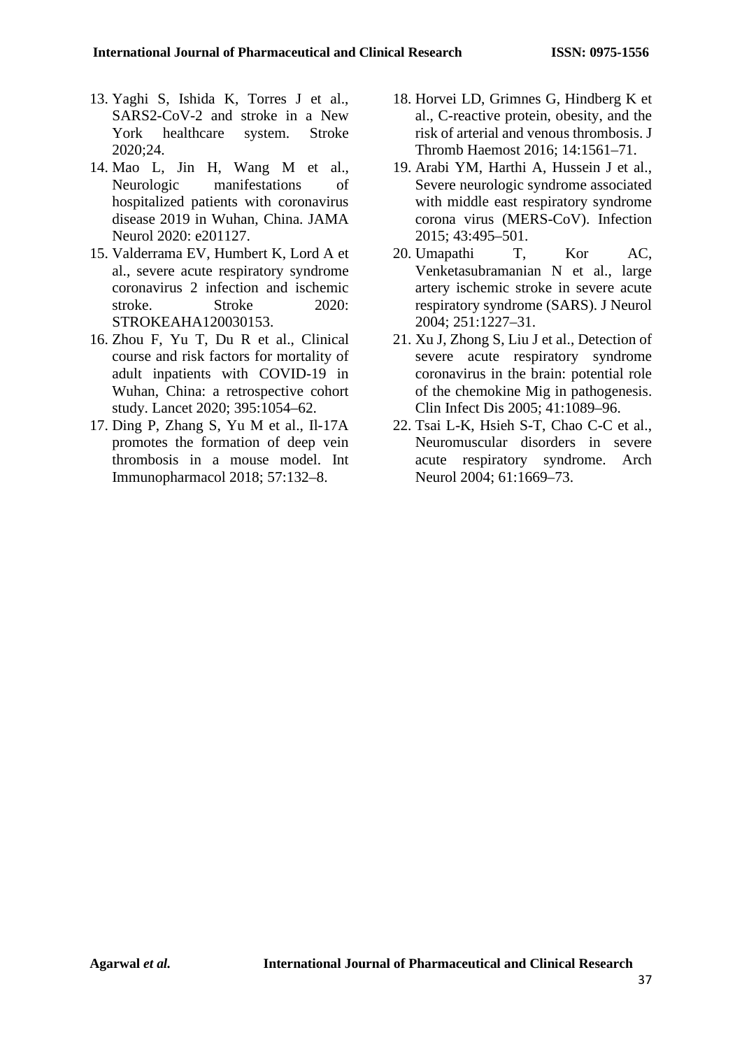13. Yaghi S, Ishida K, Torres J et al., SARS2-CoV-2 and stroke in a New York healthcare system. Stroke 2020;24.
14. Mao L, Jin H, Wang M et al., Neurologic manifestations of hospitalized patients with coronavirus disease 2019 in Wuhan, China. JAMA Neurol 2020: e201127.
15. Valderrama EV, Humbert K, Lord A et al., severe acute respiratory syndrome coronavirus 2 infection and ischemic stroke. Stroke 2020: STROKEAHA120030153.
16. Zhou F, Yu T, Du R et al., Clinical course and risk factors for mortality of adult inpatients with COVID-19 in Wuhan, China: a retrospective cohort study. Lancet 2020; 395:1054–62.
17. Ding P, Zhang S, Yu M et al., Il-17A promotes the formation of deep vein thrombosis in a mouse model. Int Immunopharmacol 2018; 57:132–8.
18. Horvei LD, Grimnes G, Hindberg K et al., C-reactive protein, obesity, and the risk of arterial and venous thrombosis. J Thromb Haemost 2016; 14:1561–71.
19. Arabi YM, Harthi A, Hussein J et al., Severe neurologic syndrome associated with middle east respiratory syndrome corona virus (MERS-CoV). Infection 2015; 43:495–501.
20. Umapathi T, Kor AC, Venketasubramanian N et al., large artery ischemic stroke in severe acute respiratory syndrome (SARS). J Neurol 2004; 251:1227–31.
21. Xu J, Zhong S, Liu J et al., Detection of severe acute respiratory syndrome coronavirus in the brain: potential role of the chemokine Mig in pathogenesis. Clin Infect Dis 2005; 41:1089–96.
22. Tsai L-K, Hsieh S-T, Chao C-C et al., Neuromuscular disorders in severe acute respiratory syndrome. Arch Neurol 2004; 61:1669–73.